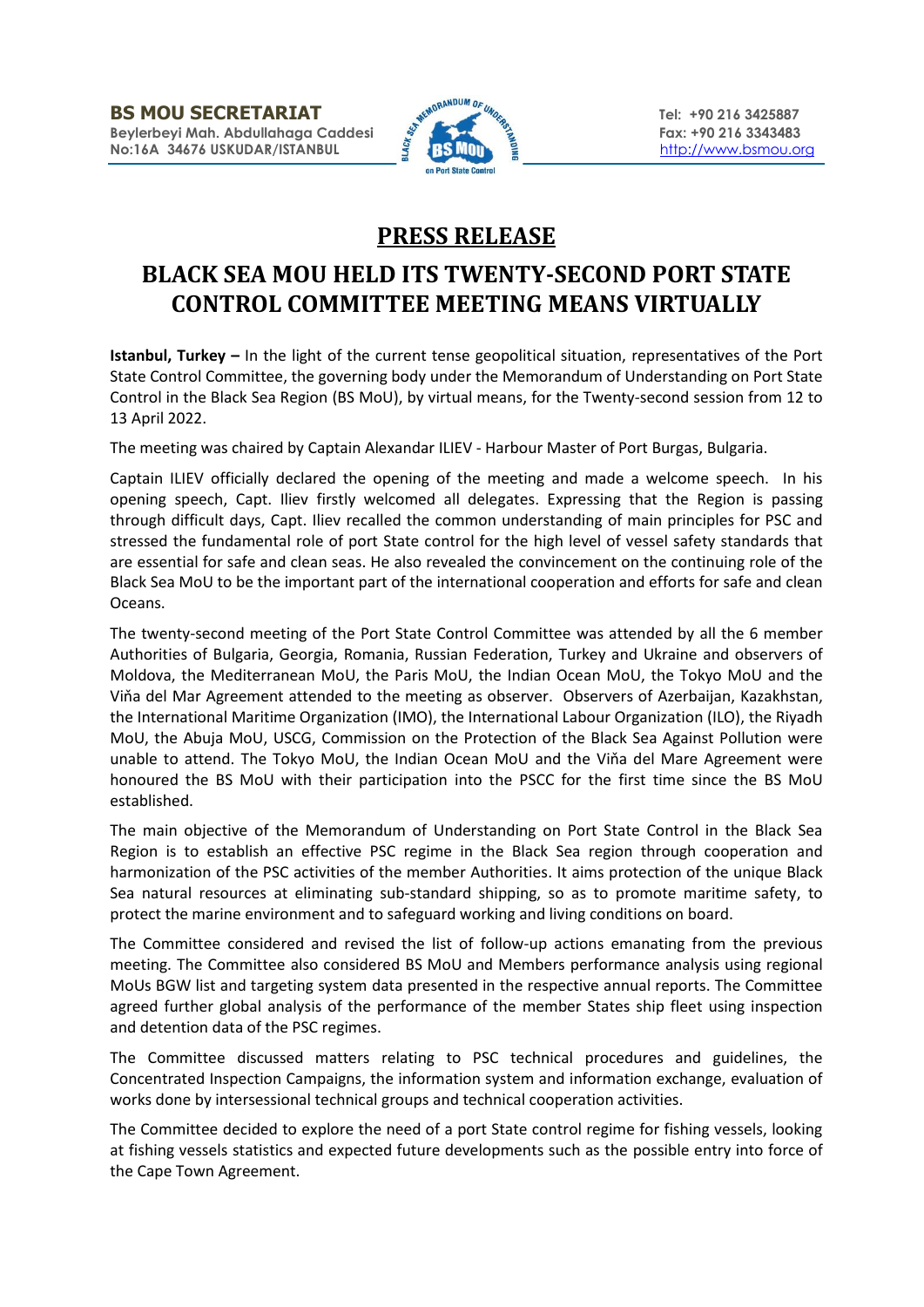**BS MOU SECRETARIAT**
**Beylerbeyi Mah. Abdullahaga Caddesi**
**No:16A 34676 USKUDAR/ISTANBUL**

**Tel: +90 216 3425887**
**Fax: +90 216 3343483**
http://www.bsmou.org

# PRESS RELEASE

# BLACK SEA MOU HELD ITS TWENTY-SECOND PORT STATE CONTROL COMMITTEE MEETING MEANS VIRTUALLY

**Istanbul, Turkey –** In the light of the current tense geopolitical situation, representatives of the Port State Control Committee, the governing body under the Memorandum of Understanding on Port State Control in the Black Sea Region (BS MoU), by virtual means, for the Twenty-second session from 12 to 13 April 2022.

The meeting was chaired by Captain Alexandar ILIEV - Harbour Master of Port Burgas, Bulgaria.

Captain ILIEV officially declared the opening of the meeting and made a welcome speech. In his opening speech, Capt. Iliev firstly welcomed all delegates. Expressing that the Region is passing through difficult days, Capt. Iliev recalled the common understanding of main principles for PSC and stressed the fundamental role of port State control for the high level of vessel safety standards that are essential for safe and clean seas. He also revealed the convincement on the continuing role of the Black Sea MoU to be the important part of the international cooperation and efforts for safe and clean Oceans.

The twenty-second meeting of the Port State Control Committee was attended by all the 6 member Authorities of Bulgaria, Georgia, Romania, Russian Federation, Turkey and Ukraine and observers of Moldova, the Mediterranean MoU, the Paris MoU, the Indian Ocean MoU, the Tokyo MoU and the Viňa del Mar Agreement attended to the meeting as observer. Observers of Azerbaijan, Kazakhstan, the International Maritime Organization (IMO), the International Labour Organization (ILO), the Riyadh MoU, the Abuja MoU, USCG, Commission on the Protection of the Black Sea Against Pollution were unable to attend. The Tokyo MoU, the Indian Ocean MoU and the Viňa del Mare Agreement were honoured the BS MoU with their participation into the PSCC for the first time since the BS MoU established.

The main objective of the Memorandum of Understanding on Port State Control in the Black Sea Region is to establish an effective PSC regime in the Black Sea region through cooperation and harmonization of the PSC activities of the member Authorities. It aims protection of the unique Black Sea natural resources at eliminating sub-standard shipping, so as to promote maritime safety, to protect the marine environment and to safeguard working and living conditions on board.

The Committee considered and revised the list of follow-up actions emanating from the previous meeting. The Committee also considered BS MoU and Members performance analysis using regional MoUs BGW list and targeting system data presented in the respective annual reports. The Committee agreed further global analysis of the performance of the member States ship fleet using inspection and detention data of the PSC regimes.

The Committee discussed matters relating to PSC technical procedures and guidelines, the Concentrated Inspection Campaigns, the information system and information exchange, evaluation of works done by intersessional technical groups and technical cooperation activities.

The Committee decided to explore the need of a port State control regime for fishing vessels, looking at fishing vessels statistics and expected future developments such as the possible entry into force of the Cape Town Agreement.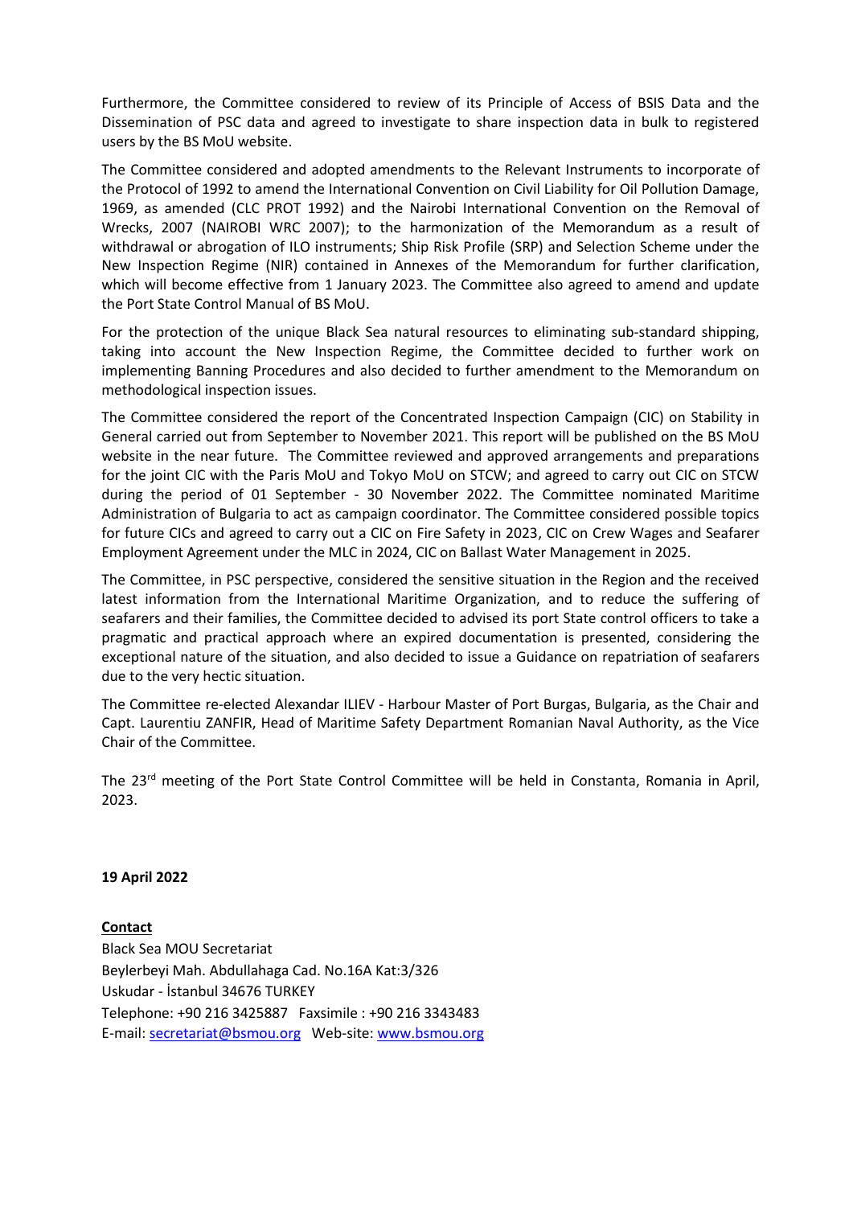Furthermore, the Committee considered to review of its Principle of Access of BSIS Data and the Dissemination of PSC data and agreed to investigate to share inspection data in bulk to registered users by the BS MoU website.

The Committee considered and adopted amendments to the Relevant Instruments to incorporate of the Protocol of 1992 to amend the International Convention on Civil Liability for Oil Pollution Damage, 1969, as amended (CLC PROT 1992) and the Nairobi International Convention on the Removal of Wrecks, 2007 (NAIROBI WRC 2007); to the harmonization of the Memorandum as a result of withdrawal or abrogation of ILO instruments; Ship Risk Profile (SRP) and Selection Scheme under the New Inspection Regime (NIR) contained in Annexes of the Memorandum for further clarification, which will become effective from 1 January 2023. The Committee also agreed to amend and update the Port State Control Manual of BS MoU.

For the protection of the unique Black Sea natural resources to eliminating sub-standard shipping, taking into account the New Inspection Regime, the Committee decided to further work on implementing Banning Procedures and also decided to further amendment to the Memorandum on methodological inspection issues.

The Committee considered the report of the Concentrated Inspection Campaign (CIC) on Stability in General carried out from September to November 2021. This report will be published on the BS MoU website in the near future. The Committee reviewed and approved arrangements and preparations for the joint CIC with the Paris MoU and Tokyo MoU on STCW; and agreed to carry out CIC on STCW during the period of 01 September - 30 November 2022. The Committee nominated Maritime Administration of Bulgaria to act as campaign coordinator. The Committee considered possible topics for future CICs and agreed to carry out a CIC on Fire Safety in 2023, CIC on Crew Wages and Seafarer Employment Agreement under the MLC in 2024, CIC on Ballast Water Management in 2025.

The Committee, in PSC perspective, considered the sensitive situation in the Region and the received latest information from the International Maritime Organization, and to reduce the suffering of seafarers and their families, the Committee decided to advised its port State control officers to take a pragmatic and practical approach where an expired documentation is presented, considering the exceptional nature of the situation, and also decided to issue a Guidance on repatriation of seafarers due to the very hectic situation.

The Committee re-elected Alexandar ILIEV - Harbour Master of Port Burgas, Bulgaria, as the Chair and Capt. Laurentiu ZANFIR, Head of Maritime Safety Department Romanian Naval Authority, as the Vice Chair of the Committee.

The 23rd meeting of the Port State Control Committee will be held in Constanta, Romania in April, 2023.

**19 April 2022**

**Contact**

Black Sea MOU Secretariat
Beylerbeyi Mah. Abdullahaga Cad. No.16A Kat:3/326
Uskudar - İstanbul 34676 TURKEY
Telephone: +90 216 3425887 Faxsimile : +90 216 3343483
E-mail: secretariat@bsmou.org Web-site: www.bsmou.org